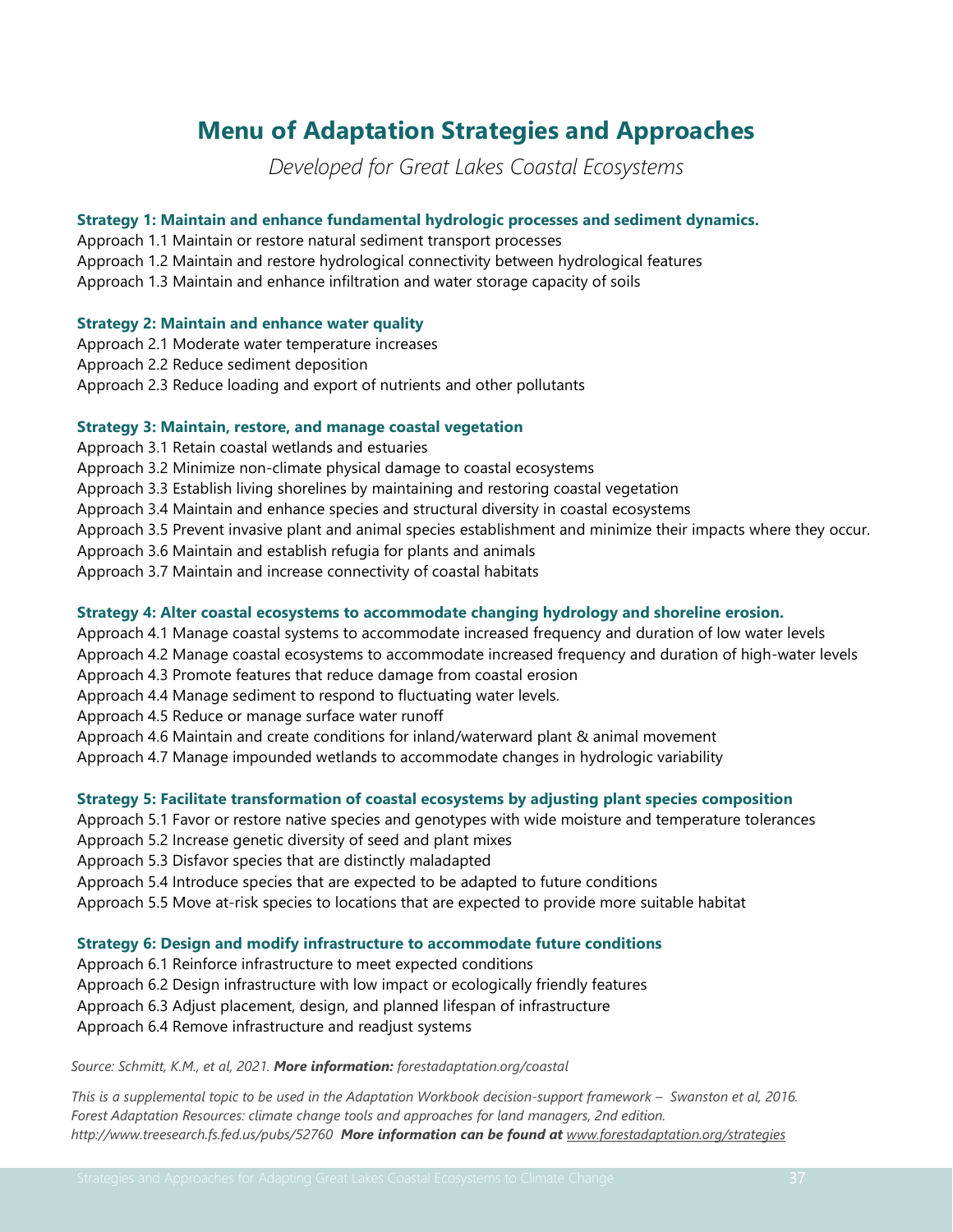# Menu of Adaptation Strategies and Approaches

*Developed for Great Lakes Coastal Ecosystems*

**Strategy 1: Maintain and enhance fundamental hydrologic processes and sediment dynamics.**

Approach 1.1 Maintain or restore natural sediment transport processes
Approach 1.2 Maintain and restore hydrological connectivity between hydrological features
Approach 1.3 Maintain and enhance infiltration and water storage capacity of soils

**Strategy 2: Maintain and enhance water quality**

Approach 2.1 Moderate water temperature increases
Approach 2.2 Reduce sediment deposition
Approach 2.3 Reduce loading and export of nutrients and other pollutants

**Strategy 3: Maintain, restore, and manage coastal vegetation**

Approach 3.1 Retain coastal wetlands and estuaries
Approach 3.2 Minimize non-climate physical damage to coastal ecosystems
Approach 3.3 Establish living shorelines by maintaining and restoring coastal vegetation
Approach 3.4 Maintain and enhance species and structural diversity in coastal ecosystems
Approach 3.5 Prevent invasive plant and animal species establishment and minimize their impacts where they occur.
Approach 3.6 Maintain and establish refugia for plants and animals
Approach 3.7 Maintain and increase connectivity of coastal habitats

**Strategy 4: Alter coastal ecosystems to accommodate changing hydrology and shoreline erosion.**

Approach 4.1 Manage coastal systems to accommodate increased frequency and duration of low water levels
Approach 4.2 Manage coastal ecosystems to accommodate increased frequency and duration of high-water levels
Approach 4.3 Promote features that reduce damage from coastal erosion
Approach 4.4 Manage sediment to respond to fluctuating water levels.
Approach 4.5 Reduce or manage surface water runoff
Approach 4.6 Maintain and create conditions for inland/waterward plant & animal movement
Approach 4.7 Manage impounded wetlands to accommodate changes in hydrologic variability

**Strategy 5: Facilitate transformation of coastal ecosystems by adjusting plant species composition**

Approach 5.1 Favor or restore native species and genotypes with wide moisture and temperature tolerances
Approach 5.2 Increase genetic diversity of seed and plant mixes
Approach 5.3 Disfavor species that are distinctly maladapted
Approach 5.4 Introduce species that are expected to be adapted to future conditions
Approach 5.5 Move at-risk species to locations that are expected to provide more suitable habitat

**Strategy 6: Design and modify infrastructure to accommodate future conditions**

Approach 6.1 Reinforce infrastructure to meet expected conditions
Approach 6.2 Design infrastructure with low impact or ecologically friendly features
Approach 6.3 Adjust placement, design, and planned lifespan of infrastructure
Approach 6.4 Remove infrastructure and readjust systems

*Source: Schmitt, K.M., et al, 2021.* ***More information:*** *forestadaptation.org/coastal*

*This is a supplemental topic to be used in the Adaptation Workbook decision-support framework – Swanston et al, 2016. Forest Adaptation Resources: climate change tools and approaches for land managers, 2nd edition. http://www.treesearch.fs.fed.us/pubs/52760* ***More information can be found at*** *www.forestadaptation.org/strategies*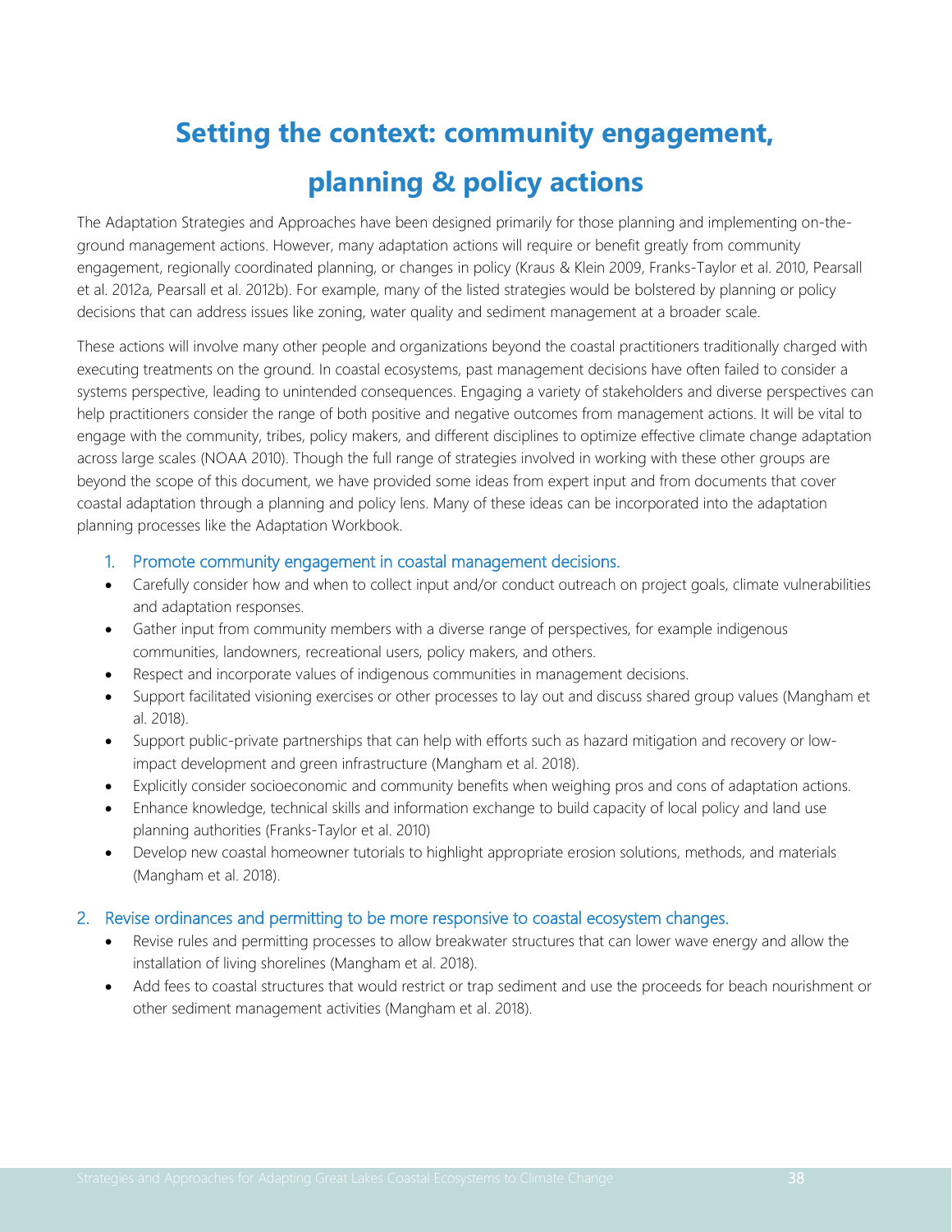# Setting the context: community engagement, planning & policy actions

The Adaptation Strategies and Approaches have been designed primarily for those planning and implementing on-the-ground management actions. However, many adaptation actions will require or benefit greatly from community engagement, regionally coordinated planning, or changes in policy (Kraus & Klein 2009, Franks-Taylor et al. 2010, Pearsall et al. 2012a, Pearsall et al. 2012b). For example, many of the listed strategies would be bolstered by planning or policy decisions that can address issues like zoning, water quality and sediment management at a broader scale.

These actions will involve many other people and organizations beyond the coastal practitioners traditionally charged with executing treatments on the ground. In coastal ecosystems, past management decisions have often failed to consider a systems perspective, leading to unintended consequences. Engaging a variety of stakeholders and diverse perspectives can help practitioners consider the range of both positive and negative outcomes from management actions. It will be vital to engage with the community, tribes, policy makers, and different disciplines to optimize effective climate change adaptation across large scales (NOAA 2010). Though the full range of strategies involved in working with these other groups are beyond the scope of this document, we have provided some ideas from expert input and from documents that cover coastal adaptation through a planning and policy lens. Many of these ideas can be incorporated into the adaptation planning processes like the Adaptation Workbook.

### 1. Promote community engagement in coastal management decisions.

- Carefully consider how and when to collect input and/or conduct outreach on project goals, climate vulnerabilities and adaptation responses.
- Gather input from community members with a diverse range of perspectives, for example indigenous communities, landowners, recreational users, policy makers, and others.
- Respect and incorporate values of indigenous communities in management decisions.
- Support facilitated visioning exercises or other processes to lay out and discuss shared group values (Mangham et al. 2018).
- Support public-private partnerships that can help with efforts such as hazard mitigation and recovery or low-impact development and green infrastructure (Mangham et al. 2018).
- Explicitly consider socioeconomic and community benefits when weighing pros and cons of adaptation actions.
- Enhance knowledge, technical skills and information exchange to build capacity of local policy and land use planning authorities (Franks-Taylor et al. 2010)
- Develop new coastal homeowner tutorials to highlight appropriate erosion solutions, methods, and materials (Mangham et al. 2018).

### 2. Revise ordinances and permitting to be more responsive to coastal ecosystem changes.

- Revise rules and permitting processes to allow breakwater structures that can lower wave energy and allow the installation of living shorelines (Mangham et al. 2018).
- Add fees to coastal structures that would restrict or trap sediment and use the proceeds for beach nourishment or other sediment management activities (Mangham et al. 2018).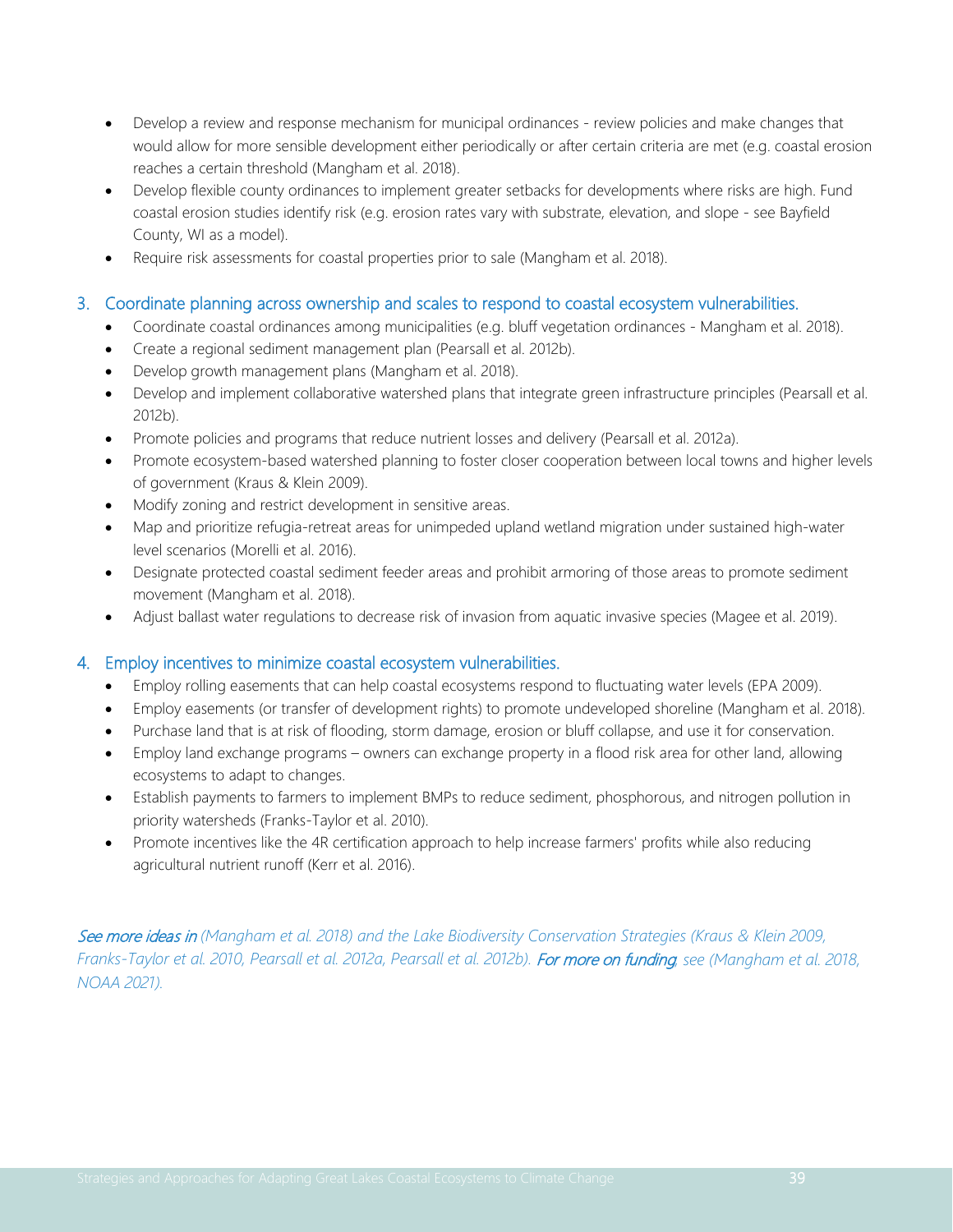- Develop a review and response mechanism for municipal ordinances - review policies and make changes that would allow for more sensible development either periodically or after certain criteria are met (e.g. coastal erosion reaches a certain threshold (Mangham et al. 2018).
- Develop flexible county ordinances to implement greater setbacks for developments where risks are high. Fund coastal erosion studies identify risk (e.g. erosion rates vary with substrate, elevation, and slope - see Bayfield County, WI as a model).
- Require risk assessments for coastal properties prior to sale (Mangham et al. 2018).

### 3. Coordinate planning across ownership and scales to respond to coastal ecosystem vulnerabilities.

- Coordinate coastal ordinances among municipalities (e.g. bluff vegetation ordinances - Mangham et al. 2018).
- Create a regional sediment management plan (Pearsall et al. 2012b).
- Develop growth management plans (Mangham et al. 2018).
- Develop and implement collaborative watershed plans that integrate green infrastructure principles (Pearsall et al. 2012b).
- Promote policies and programs that reduce nutrient losses and delivery (Pearsall et al. 2012a).
- Promote ecosystem-based watershed planning to foster closer cooperation between local towns and higher levels of government (Kraus & Klein 2009).
- Modify zoning and restrict development in sensitive areas.
- Map and prioritize refugia-retreat areas for unimpeded upland wetland migration under sustained high-water level scenarios (Morelli et al. 2016).
- Designate protected coastal sediment feeder areas and prohibit armoring of those areas to promote sediment movement (Mangham et al. 2018).
- Adjust ballast water regulations to decrease risk of invasion from aquatic invasive species (Magee et al. 2019).

### 4. Employ incentives to minimize coastal ecosystem vulnerabilities.

- Employ rolling easements that can help coastal ecosystems respond to fluctuating water levels (EPA 2009).
- Employ easements (or transfer of development rights) to promote undeveloped shoreline (Mangham et al. 2018).
- Purchase land that is at risk of flooding, storm damage, erosion or bluff collapse, and use it for conservation.
- Employ land exchange programs – owners can exchange property in a flood risk area for other land, allowing ecosystems to adapt to changes.
- Establish payments to farmers to implement BMPs to reduce sediment, phosphorous, and nitrogen pollution in priority watersheds (Franks-Taylor et al. 2010).
- Promote incentives like the 4R certification approach to help increase farmers' profits while also reducing agricultural nutrient runoff (Kerr et al. 2016).

*See more ideas in (Mangham et al. 2018) and the Lake Biodiversity Conservation Strategies (Kraus & Klein 2009, Franks-Taylor et al. 2010, Pearsall et al. 2012a, Pearsall et al. 2012b). For more on funding, see (Mangham et al. 2018, NOAA 2021).*